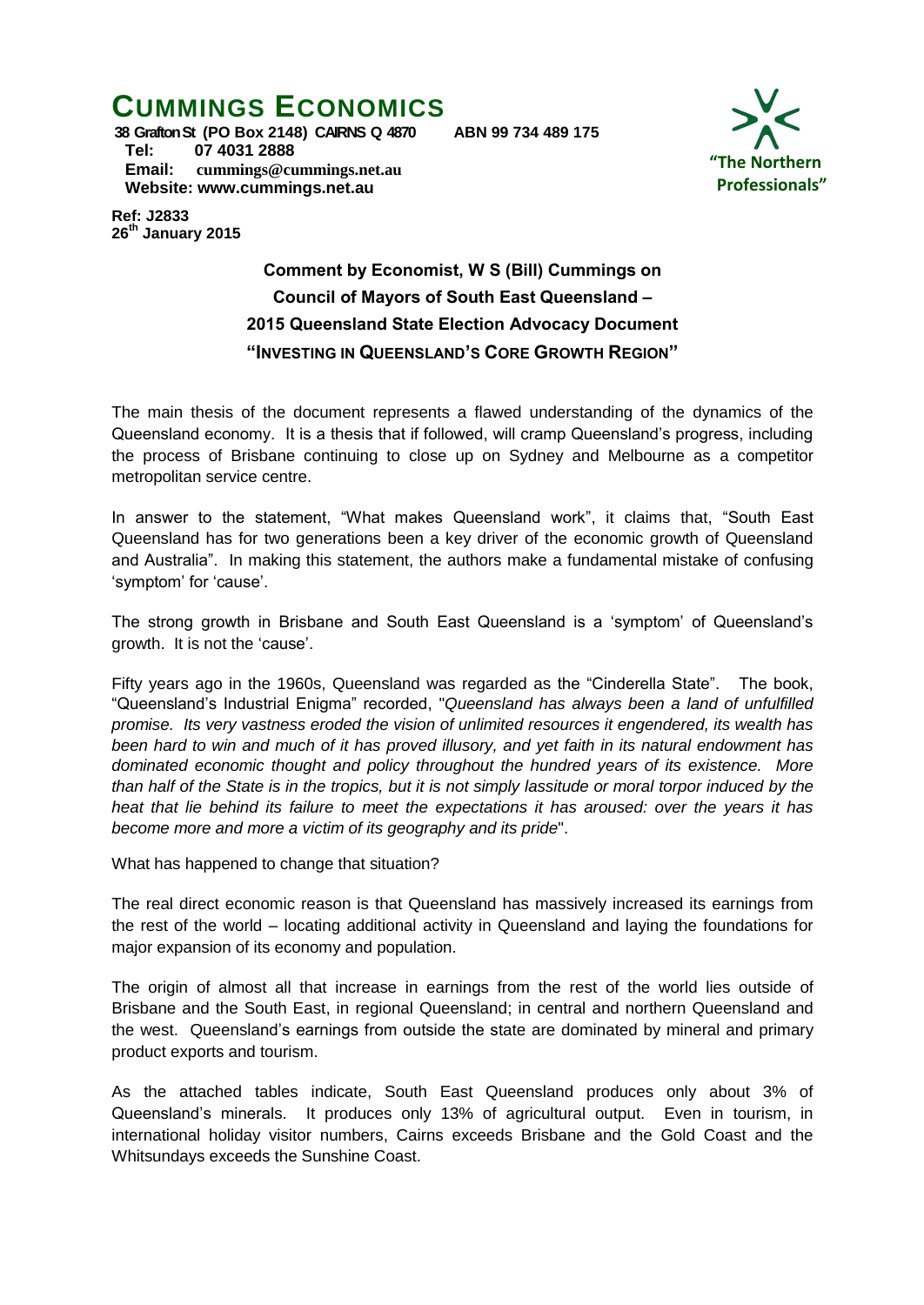# CUMMINGS ECONOMICS

**38 Grafton St (PO Box 2148) CAIRNS Q 4870 ABN 99 734 489 175**
**Tel: 07 4031 2888**
**Email: cummings@cummings.net.au**
**Website: www.cummings.net.au**

"The Northern Professionals"

**Ref: J2833**
**26th January 2015**

### Comment by Economist, W S (Bill) Cummings on Council of Mayors of South East Queensland – 2015 Queensland State Election Advocacy Document "INVESTING IN QUEENSLAND'S CORE GROWTH REGION"

The main thesis of the document represents a flawed understanding of the dynamics of the Queensland economy. It is a thesis that if followed, will cramp Queensland's progress, including the process of Brisbane continuing to close up on Sydney and Melbourne as a competitor metropolitan service centre.

In answer to the statement, "What makes Queensland work", it claims that, "South East Queensland has for two generations been a key driver of the economic growth of Queensland and Australia". In making this statement, the authors make a fundamental mistake of confusing 'symptom' for 'cause'.

The strong growth in Brisbane and South East Queensland is a 'symptom' of Queensland's growth. It is not the 'cause'.

Fifty years ago in the 1960s, Queensland was regarded as the "Cinderella State". The book, "Queensland's Industrial Enigma" recorded, "*Queensland has always been a land of unfulfilled promise. Its very vastness eroded the vision of unlimited resources it engendered, its wealth has been hard to win and much of it has proved illusory, and yet faith in its natural endowment has dominated economic thought and policy throughout the hundred years of its existence. More than half of the State is in the tropics, but it is not simply lassitude or moral torpor induced by the heat that lie behind its failure to meet the expectations it has aroused: over the years it has become more and more a victim of its geography and its pride*".

What has happened to change that situation?

The real direct economic reason is that Queensland has massively increased its earnings from the rest of the world – locating additional activity in Queensland and laying the foundations for major expansion of its economy and population.

The origin of almost all that increase in earnings from the rest of the world lies outside of Brisbane and the South East, in regional Queensland; in central and northern Queensland and the west. Queensland's earnings from outside the state are dominated by mineral and primary product exports and tourism.

As the attached tables indicate, South East Queensland produces only about 3% of Queensland's minerals. It produces only 13% of agricultural output. Even in tourism, in international holiday visitor numbers, Cairns exceeds Brisbane and the Gold Coast and the Whitsundays exceeds the Sunshine Coast.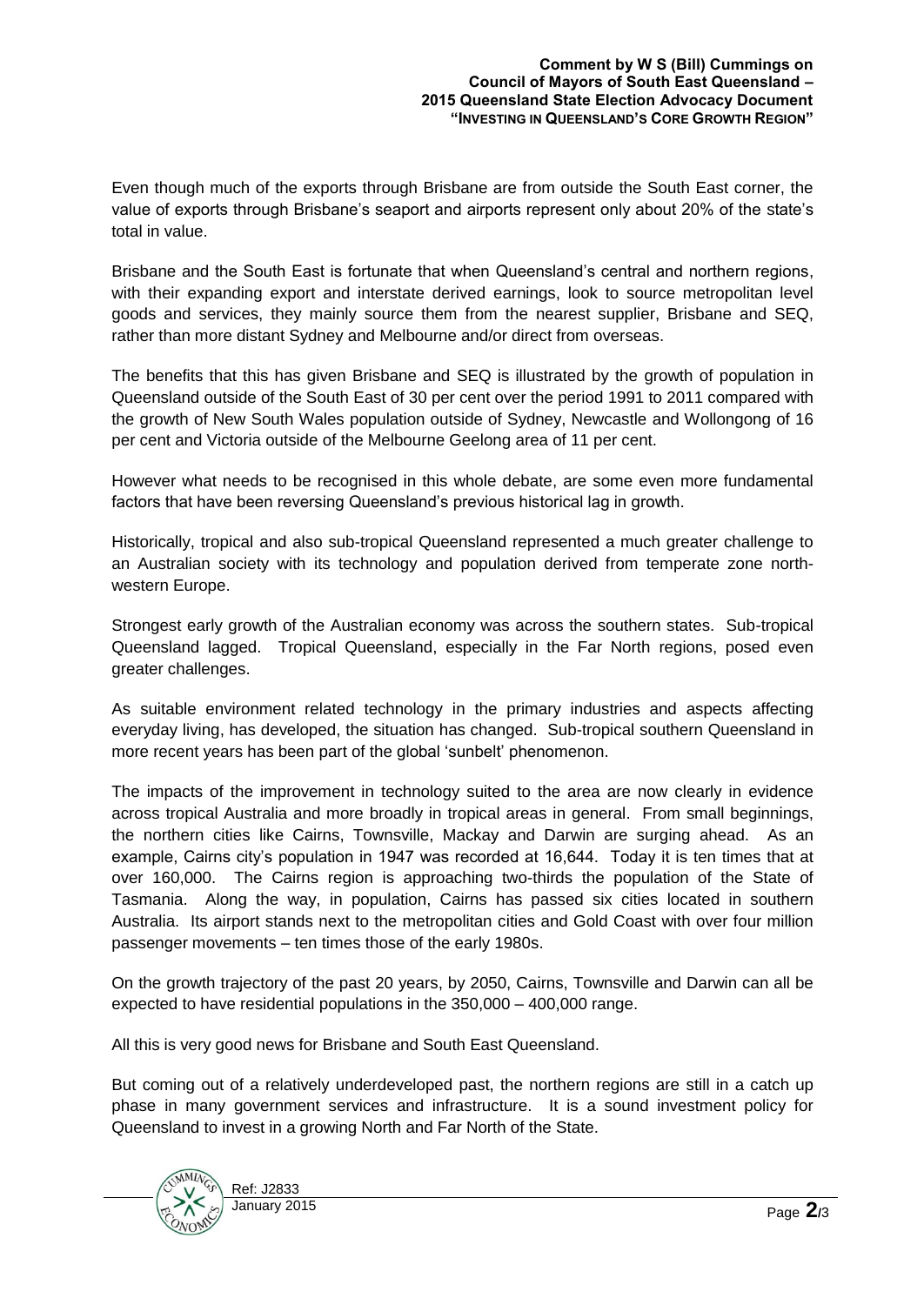Even though much of the exports through Brisbane are from outside the South East corner, the value of exports through Brisbane's seaport and airports represent only about 20% of the state's total in value.

Brisbane and the South East is fortunate that when Queensland's central and northern regions, with their expanding export and interstate derived earnings, look to source metropolitan level goods and services, they mainly source them from the nearest supplier, Brisbane and SEQ, rather than more distant Sydney and Melbourne and/or direct from overseas.

The benefits that this has given Brisbane and SEQ is illustrated by the growth of population in Queensland outside of the South East of 30 per cent over the period 1991 to 2011 compared with the growth of New South Wales population outside of Sydney, Newcastle and Wollongong of 16 per cent and Victoria outside of the Melbourne Geelong area of 11 per cent.

However what needs to be recognised in this whole debate, are some even more fundamental factors that have been reversing Queensland's previous historical lag in growth.

Historically, tropical and also sub-tropical Queensland represented a much greater challenge to an Australian society with its technology and population derived from temperate zone north-western Europe.

Strongest early growth of the Australian economy was across the southern states. Sub-tropical Queensland lagged. Tropical Queensland, especially in the Far North regions, posed even greater challenges.

As suitable environment related technology in the primary industries and aspects affecting everyday living, has developed, the situation has changed. Sub-tropical southern Queensland in more recent years has been part of the global 'sunbelt' phenomenon.

The impacts of the improvement in technology suited to the area are now clearly in evidence across tropical Australia and more broadly in tropical areas in general. From small beginnings, the northern cities like Cairns, Townsville, Mackay and Darwin are surging ahead. As an example, Cairns city's population in 1947 was recorded at 16,644. Today it is ten times that at over 160,000. The Cairns region is approaching two-thirds the population of the State of Tasmania. Along the way, in population, Cairns has passed six cities located in southern Australia. Its airport stands next to the metropolitan cities and Gold Coast with over four million passenger movements – ten times those of the early 1980s.

On the growth trajectory of the past 20 years, by 2050, Cairns, Townsville and Darwin can all be expected to have residential populations in the 350,000 – 400,000 range.

All this is very good news for Brisbane and South East Queensland.

But coming out of a relatively underdeveloped past, the northern regions are still in a catch up phase in many government services and infrastructure. It is a sound investment policy for Queensland to invest in a growing North and Far North of the State.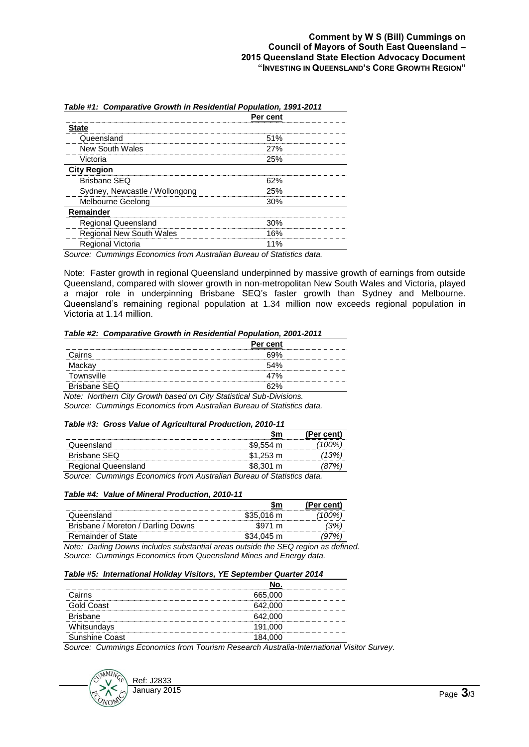*Table #1: Comparative Growth in Residential Population, 1991-2011*

| | Per cent |
|---|---|
| **State** | |
| Queensland | 51% |
| New South Wales | 27% |
| Victoria | 25% |
| **City Region** | |
| Brisbane SEQ | 62% |
| Sydney, Newcastle / Wollongong | 25% |
| Melbourne Geelong | 30% |
| **Remainder** | |
| Regional Queensland | 30% |
| Regional New South Wales | 16% |
| Regional Victoria | 11% |

*Source: Cummings Economics from Australian Bureau of Statistics data.*

Note: Faster growth in regional Queensland underpinned by massive growth of earnings from outside Queensland, compared with slower growth in non-metropolitan New South Wales and Victoria, played a major role in underpinning Brisbane SEQ's faster growth than Sydney and Melbourne. Queensland's remaining regional population at 1.34 million now exceeds regional population in Victoria at 1.14 million.

*Table #2: Comparative Growth in Residential Population, 2001-2011*

| | Per cent |
|---|---|
| Cairns | 69% |
| Mackay | 54% |
| Townsville | 47% |
| Brisbane SEQ | 62% |

*Note: Northern City Growth based on City Statistical Sub-Divisions.*
*Source: Cummings Economics from Australian Bureau of Statistics data.*

*Table #3: Gross Value of Agricultural Production, 2010-11*

| | $m | (Per cent) |
|---|---|---|
| Queensland | $9,554 m | *(100%)* |
| Brisbane SEQ | $1,253 m | *(13%)* |
| Regional Queensland | $8,301 m | *(87%)* |

*Source: Cummings Economics from Australian Bureau of Statistics data.*

*Table #4: Value of Mineral Production, 2010-11*

| | $m | (Per cent) |
|---|---|---|
| Queensland | $35,016 m | *(100%)* |
| Brisbane / Moreton / Darling Downs | $971 m | *(3%)* |
| Remainder of State | $34,045 m | *(97%)* |

*Note: Darling Downs includes substantial areas outside the SEQ region as defined.*
*Source: Cummings Economics from Queensland Mines and Energy data.*

*Table #5: International Holiday Visitors, YE September Quarter 2014*

| | No. |
|---|---|
| Cairns | 665,000 |
| Gold Coast | 642,000 |
| Brisbane | 642,000 |
| Whitsundays | 191,000 |
| Sunshine Coast | 184,000 |

*Source: Cummings Economics from Tourism Research Australia-International Visitor Survey.*

Ref: J2833
January 2015